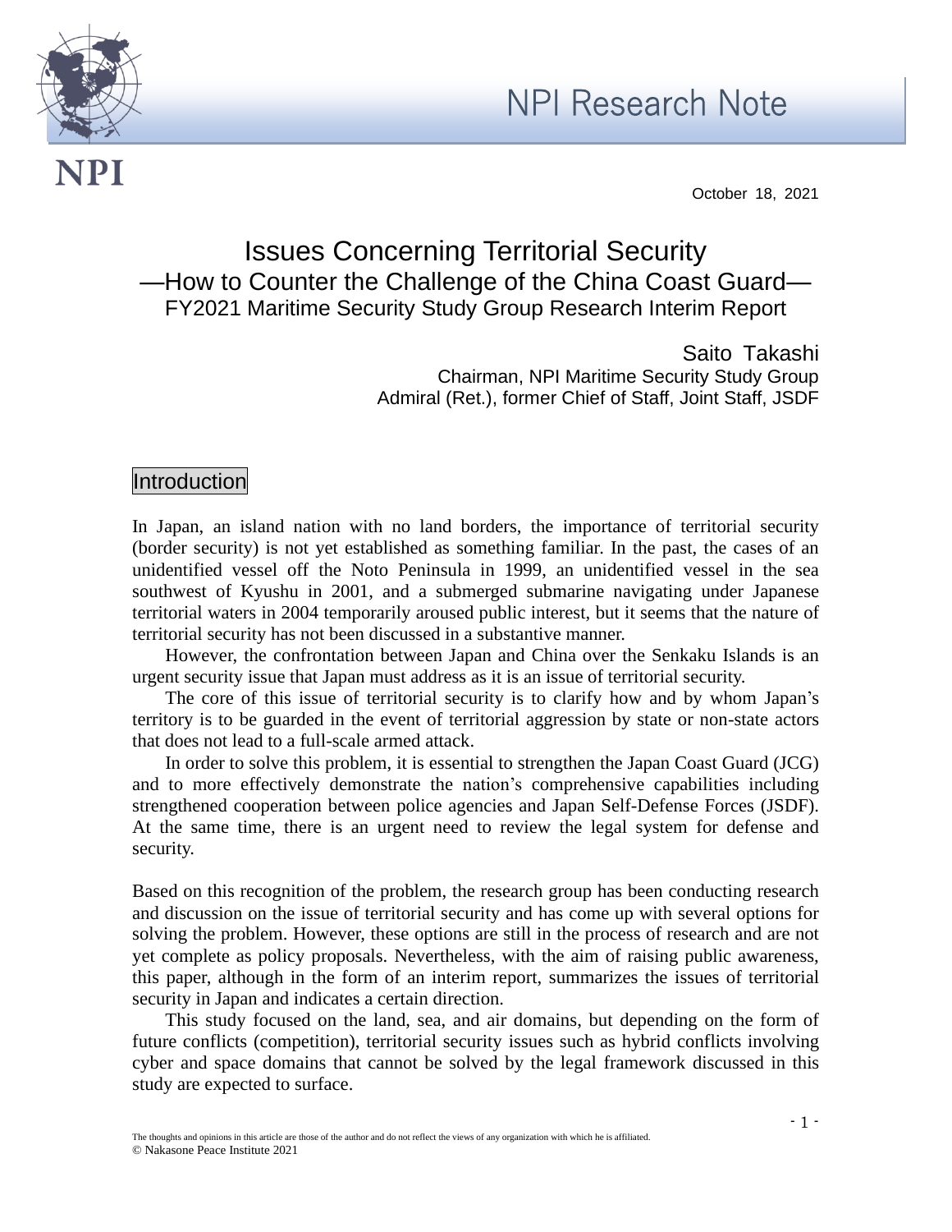NPI Research Note

October 18, 2021

# Issues Concerning Territorial Security
## —How to Counter the Challenge of the China Coast Guard—
### FY2021 Maritime Security Study Group Research Interim Report

Saito Takashi
Chairman, NPI Maritime Security Study Group
Admiral (Ret.), former Chief of Staff, Joint Staff, JSDF

## Introduction

In Japan, an island nation with no land borders, the importance of territorial security (border security) is not yet established as something familiar. In the past, the cases of an unidentified vessel off the Noto Peninsula in 1999, an unidentified vessel in the sea southwest of Kyushu in 2001, and a submerged submarine navigating under Japanese territorial waters in 2004 temporarily aroused public interest, but it seems that the nature of territorial security has not been discussed in a substantive manner.

However, the confrontation between Japan and China over the Senkaku Islands is an urgent security issue that Japan must address as it is an issue of territorial security.

The core of this issue of territorial security is to clarify how and by whom Japan's territory is to be guarded in the event of territorial aggression by state or non-state actors that does not lead to a full-scale armed attack.

In order to solve this problem, it is essential to strengthen the Japan Coast Guard (JCG) and to more effectively demonstrate the nation's comprehensive capabilities including strengthened cooperation between police agencies and Japan Self-Defense Forces (JSDF). At the same time, there is an urgent need to review the legal system for defense and security.

Based on this recognition of the problem, the research group has been conducting research and discussion on the issue of territorial security and has come up with several options for solving the problem. However, these options are still in the process of research and are not yet complete as policy proposals. Nevertheless, with the aim of raising public awareness, this paper, although in the form of an interim report, summarizes the issues of territorial security in Japan and indicates a certain direction.

This study focused on the land, sea, and air domains, but depending on the form of future conflicts (competition), territorial security issues such as hybrid conflicts involving cyber and space domains that cannot be solved by the legal framework discussed in this study are expected to surface.

The thoughts and opinions in this article are those of the author and do not reflect the views of any organization with which he is affiliated.
© Nakasone Peace Institute 2021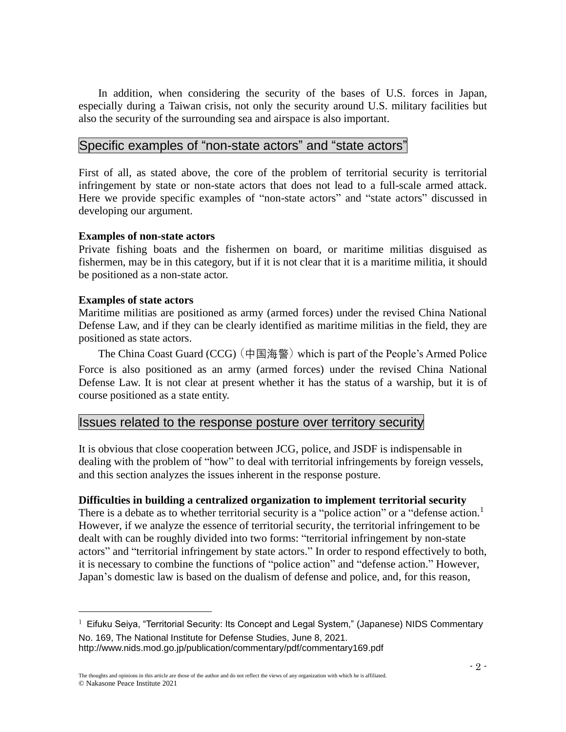In addition, when considering the security of the bases of U.S. forces in Japan, especially during a Taiwan crisis, not only the security around U.S. military facilities but also the security of the surrounding sea and airspace is also important.

## Specific examples of “non-state actors” and “state actors”

First of all, as stated above, the core of the problem of territorial security is territorial infringement by state or non-state actors that does not lead to a full-scale armed attack. Here we provide specific examples of “non-state actors” and “state actors” discussed in developing our argument.

**Examples of non-state actors**

Private fishing boats and the fishermen on board, or maritime militias disguised as fishermen, may be in this category, but if it is not clear that it is a maritime militia, it should be positioned as a non-state actor.

**Examples of state actors**

Maritime militias are positioned as army (armed forces) under the revised China National Defense Law, and if they can be clearly identified as maritime militias in the field, they are positioned as state actors.

The China Coast Guard (CCG)（中国海警）which is part of the People’s Armed Police Force is also positioned as an army (armed forces) under the revised China National Defense Law. It is not clear at present whether it has the status of a warship, but it is of course positioned as a state entity.

## Issues related to the response posture over territory security

It is obvious that close cooperation between JCG, police, and JSDF is indispensable in dealing with the problem of “how” to deal with territorial infringements by foreign vessels, and this section analyzes the issues inherent in the response posture.

**Difficulties in building a centralized organization to implement territorial security**

There is a debate as to whether territorial security is a “police action” or a “defense action.[1] However, if we analyze the essence of territorial security, the territorial infringement to be dealt with can be roughly divided into two forms: “territorial infringement by non-state actors” and “territorial infringement by state actors.” In order to respond effectively to both, it is necessary to combine the functions of “police action” and “defense action.” However, Japan’s domestic law is based on the dualism of defense and police, and, for this reason,

[1] Eifuku Seiya, “Territorial Security: Its Concept and Legal System,” (Japanese) NIDS Commentary No. 169, The National Institute for Defense Studies, June 8, 2021. http://www.nids.mod.go.jp/publication/commentary/pdf/commentary169.pdf

The thoughts and opinions in this article are those of the author and do not reflect the views of any organization with which he is affiliated.
© Nakasone Peace Institute 2021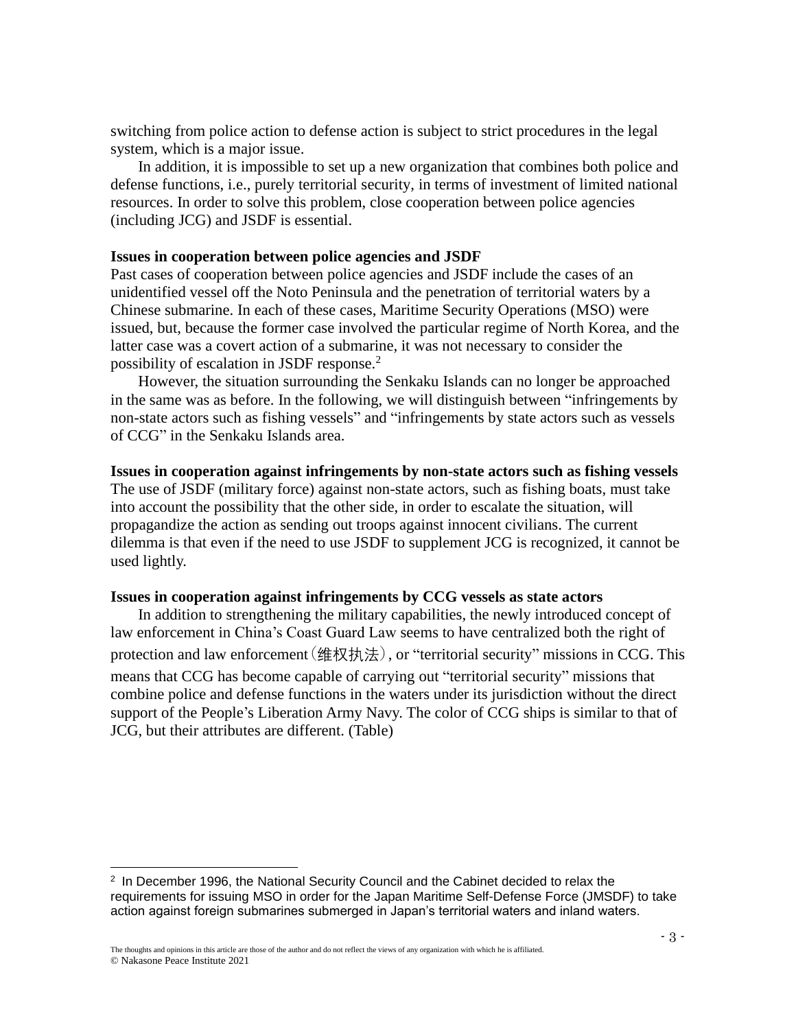switching from police action to defense action is subject to strict procedures in the legal system, which is a major issue.

In addition, it is impossible to set up a new organization that combines both police and defense functions, i.e., purely territorial security, in terms of investment of limited national resources. In order to solve this problem, close cooperation between police agencies (including JCG) and JSDF is essential.

**Issues in cooperation between police agencies and JSDF**

Past cases of cooperation between police agencies and JSDF include the cases of an unidentified vessel off the Noto Peninsula and the penetration of territorial waters by a Chinese submarine. In each of these cases, Maritime Security Operations (MSO) were issued, but, because the former case involved the particular regime of North Korea, and the latter case was a covert action of a submarine, it was not necessary to consider the possibility of escalation in JSDF response.[2]

However, the situation surrounding the Senkaku Islands can no longer be approached in the same was as before. In the following, we will distinguish between "infringements by non-state actors such as fishing vessels" and "infringements by state actors such as vessels of CCG" in the Senkaku Islands area.

**Issues in cooperation against infringements by non-state actors such as fishing vessels**

The use of JSDF (military force) against non-state actors, such as fishing boats, must take into account the possibility that the other side, in order to escalate the situation, will propagandize the action as sending out troops against innocent civilians. The current dilemma is that even if the need to use JSDF to supplement JCG is recognized, it cannot be used lightly.

**Issues in cooperation against infringements by CCG vessels as state actors**

In addition to strengthening the military capabilities, the newly introduced concept of law enforcement in China's Coast Guard Law seems to have centralized both the right of protection and law enforcement（维权执法）, or "territorial security" missions in CCG. This means that CCG has become capable of carrying out "territorial security" missions that combine police and defense functions in the waters under its jurisdiction without the direct support of the People's Liberation Army Navy. The color of CCG ships is similar to that of JCG, but their attributes are different. (Table)

---

[2] In December 1996, the National Security Council and the Cabinet decided to relax the requirements for issuing MSO in order for the Japan Maritime Self-Defense Force (JMSDF) to take action against foreign submarines submerged in Japan's territorial waters and inland waters.

The thoughts and opinions in this article are those of the author and do not reflect the views of any organization with which he is affiliated.
© Nakasone Peace Institute 2021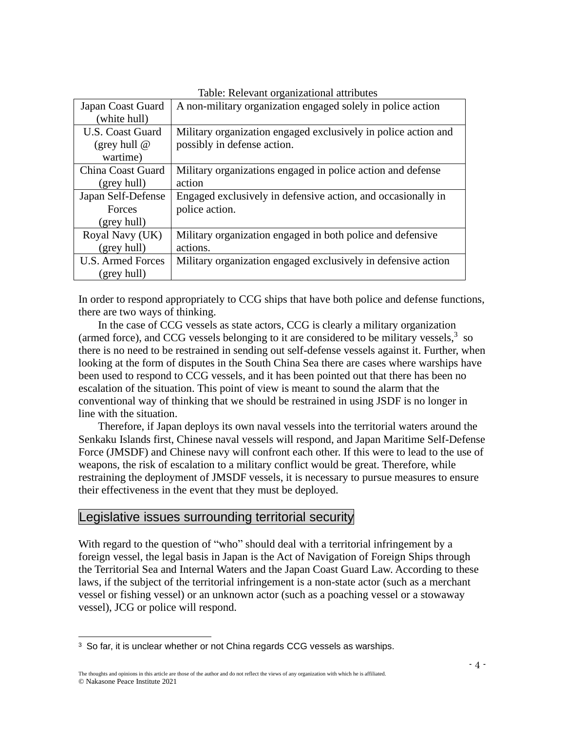Table: Relevant organizational attributes

| | |
|---|---|
| Japan Coast Guard (white hull) | A non-military organization engaged solely in police action |
| U.S. Coast Guard (grey hull @ wartime) | Military organization engaged exclusively in police action and possibly in defense action. |
| China Coast Guard (grey hull) | Military organizations engaged in police action and defense action |
| Japan Self-Defense Forces (grey hull) | Engaged exclusively in defensive action, and occasionally in police action. |
| Royal Navy (UK) (grey hull) | Military organization engaged in both police and defensive actions. |
| U.S. Armed Forces (grey hull) | Military organization engaged exclusively in defensive action |

In order to respond appropriately to CCG ships that have both police and defense functions, there are two ways of thinking.

In the case of CCG vessels as state actors, CCG is clearly a military organization (armed force), and CCG vessels belonging to it are considered to be military vessels,[3] so there is no need to be restrained in sending out self-defense vessels against it. Further, when looking at the form of disputes in the South China Sea there are cases where warships have been used to respond to CCG vessels, and it has been pointed out that there has been no escalation of the situation. This point of view is meant to sound the alarm that the conventional way of thinking that we should be restrained in using JSDF is no longer in line with the situation.

Therefore, if Japan deploys its own naval vessels into the territorial waters around the Senkaku Islands first, Chinese naval vessels will respond, and Japan Maritime Self-Defense Force (JMSDF) and Chinese navy will confront each other. If this were to lead to the use of weapons, the risk of escalation to a military conflict would be great. Therefore, while restraining the deployment of JMSDF vessels, it is necessary to pursue measures to ensure their effectiveness in the event that they must be deployed.

## Legislative issues surrounding territorial security

With regard to the question of "who" should deal with a territorial infringement by a foreign vessel, the legal basis in Japan is the Act of Navigation of Foreign Ships through the Territorial Sea and Internal Waters and the Japan Coast Guard Law. According to these laws, if the subject of the territorial infringement is a non-state actor (such as a merchant vessel or fishing vessel) or an unknown actor (such as a poaching vessel or a stowaway vessel), JCG or police will respond.

[3] So far, it is unclear whether or not China regards CCG vessels as warships.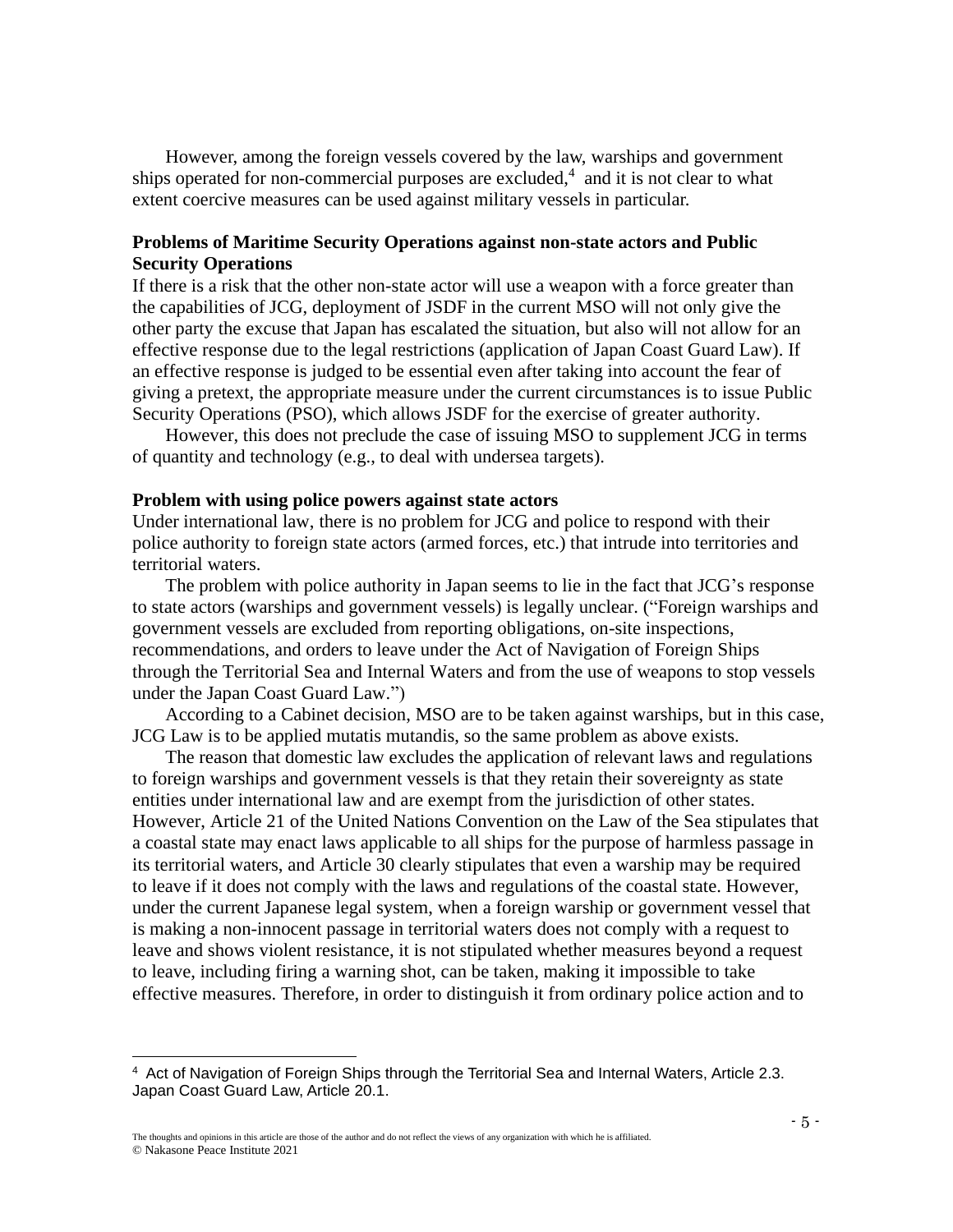However, among the foreign vessels covered by the law, warships and government ships operated for non-commercial purposes are excluded,[4] and it is not clear to what extent coercive measures can be used against military vessels in particular.

**Problems of Maritime Security Operations against non-state actors and Public Security Operations**

If there is a risk that the other non-state actor will use a weapon with a force greater than the capabilities of JCG, deployment of JSDF in the current MSO will not only give the other party the excuse that Japan has escalated the situation, but also will not allow for an effective response due to the legal restrictions (application of Japan Coast Guard Law). If an effective response is judged to be essential even after taking into account the fear of giving a pretext, the appropriate measure under the current circumstances is to issue Public Security Operations (PSO), which allows JSDF for the exercise of greater authority.

However, this does not preclude the case of issuing MSO to supplement JCG in terms of quantity and technology (e.g., to deal with undersea targets).

**Problem with using police powers against state actors**

Under international law, there is no problem for JCG and police to respond with their police authority to foreign state actors (armed forces, etc.) that intrude into territories and territorial waters.

The problem with police authority in Japan seems to lie in the fact that JCG's response to state actors (warships and government vessels) is legally unclear. ("Foreign warships and government vessels are excluded from reporting obligations, on-site inspections, recommendations, and orders to leave under the Act of Navigation of Foreign Ships through the Territorial Sea and Internal Waters and from the use of weapons to stop vessels under the Japan Coast Guard Law.")

According to a Cabinet decision, MSO are to be taken against warships, but in this case, JCG Law is to be applied mutatis mutandis, so the same problem as above exists.

The reason that domestic law excludes the application of relevant laws and regulations to foreign warships and government vessels is that they retain their sovereignty as state entities under international law and are exempt from the jurisdiction of other states. However, Article 21 of the United Nations Convention on the Law of the Sea stipulates that a coastal state may enact laws applicable to all ships for the purpose of harmless passage in its territorial waters, and Article 30 clearly stipulates that even a warship may be required to leave if it does not comply with the laws and regulations of the coastal state. However, under the current Japanese legal system, when a foreign warship or government vessel that is making a non-innocent passage in territorial waters does not comply with a request to leave and shows violent resistance, it is not stipulated whether measures beyond a request to leave, including firing a warning shot, can be taken, making it impossible to take effective measures. Therefore, in order to distinguish it from ordinary police action and to

---

[4] Act of Navigation of Foreign Ships through the Territorial Sea and Internal Waters, Article 2.3. Japan Coast Guard Law, Article 20.1.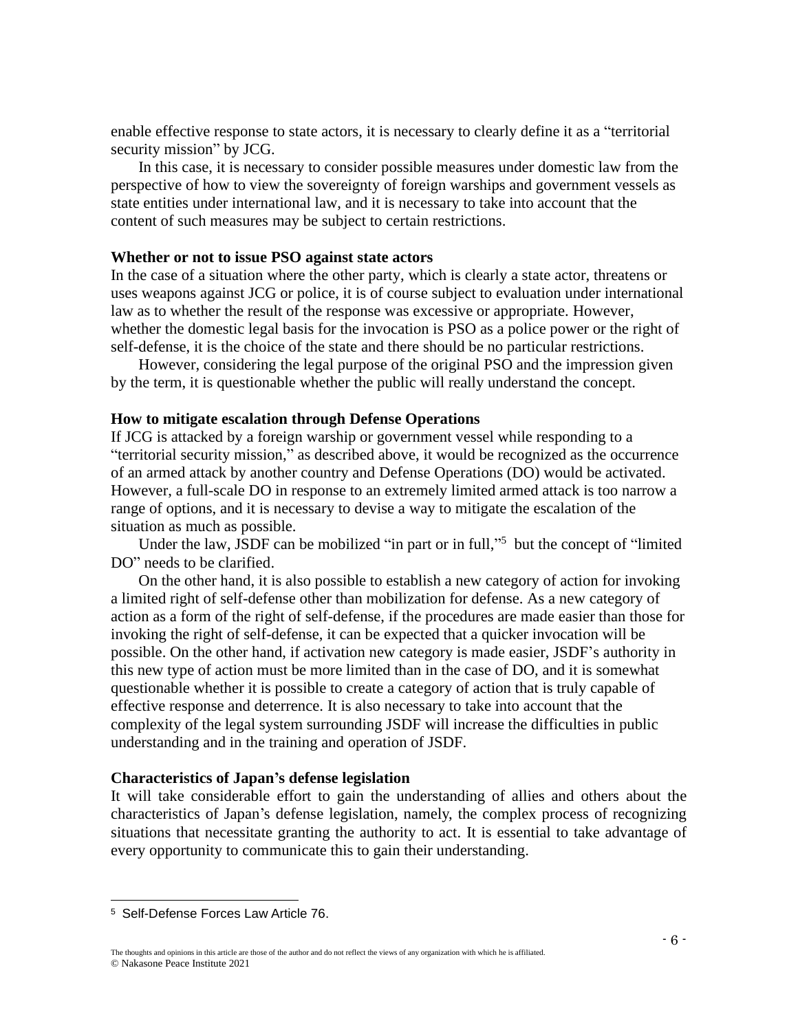enable effective response to state actors, it is necessary to clearly define it as a "territorial security mission" by JCG.

In this case, it is necessary to consider possible measures under domestic law from the perspective of how to view the sovereignty of foreign warships and government vessels as state entities under international law, and it is necessary to take into account that the content of such measures may be subject to certain restrictions.

**Whether or not to issue PSO against state actors**

In the case of a situation where the other party, which is clearly a state actor, threatens or uses weapons against JCG or police, it is of course subject to evaluation under international law as to whether the result of the response was excessive or appropriate. However, whether the domestic legal basis for the invocation is PSO as a police power or the right of self-defense, it is the choice of the state and there should be no particular restrictions.

However, considering the legal purpose of the original PSO and the impression given by the term, it is questionable whether the public will really understand the concept.

**How to mitigate escalation through Defense Operations**

If JCG is attacked by a foreign warship or government vessel while responding to a "territorial security mission," as described above, it would be recognized as the occurrence of an armed attack by another country and Defense Operations (DO) would be activated. However, a full-scale DO in response to an extremely limited armed attack is too narrow a range of options, and it is necessary to devise a way to mitigate the escalation of the situation as much as possible.

Under the law, JSDF can be mobilized "in part or in full,"[5] but the concept of "limited DO" needs to be clarified.

On the other hand, it is also possible to establish a new category of action for invoking a limited right of self-defense other than mobilization for defense. As a new category of action as a form of the right of self-defense, if the procedures are made easier than those for invoking the right of self-defense, it can be expected that a quicker invocation will be possible. On the other hand, if activation new category is made easier, JSDF's authority in this new type of action must be more limited than in the case of DO, and it is somewhat questionable whether it is possible to create a category of action that is truly capable of effective response and deterrence. It is also necessary to take into account that the complexity of the legal system surrounding JSDF will increase the difficulties in public understanding and in the training and operation of JSDF.

**Characteristics of Japan's defense legislation**

It will take considerable effort to gain the understanding of allies and others about the characteristics of Japan's defense legislation, namely, the complex process of recognizing situations that necessitate granting the authority to act. It is essential to take advantage of every opportunity to communicate this to gain their understanding.

---

[5] Self-Defense Forces Law Article 76.

The thoughts and opinions in this article are those of the author and do not reflect the views of any organization with which he is affiliated.
© Nakasone Peace Institute 2021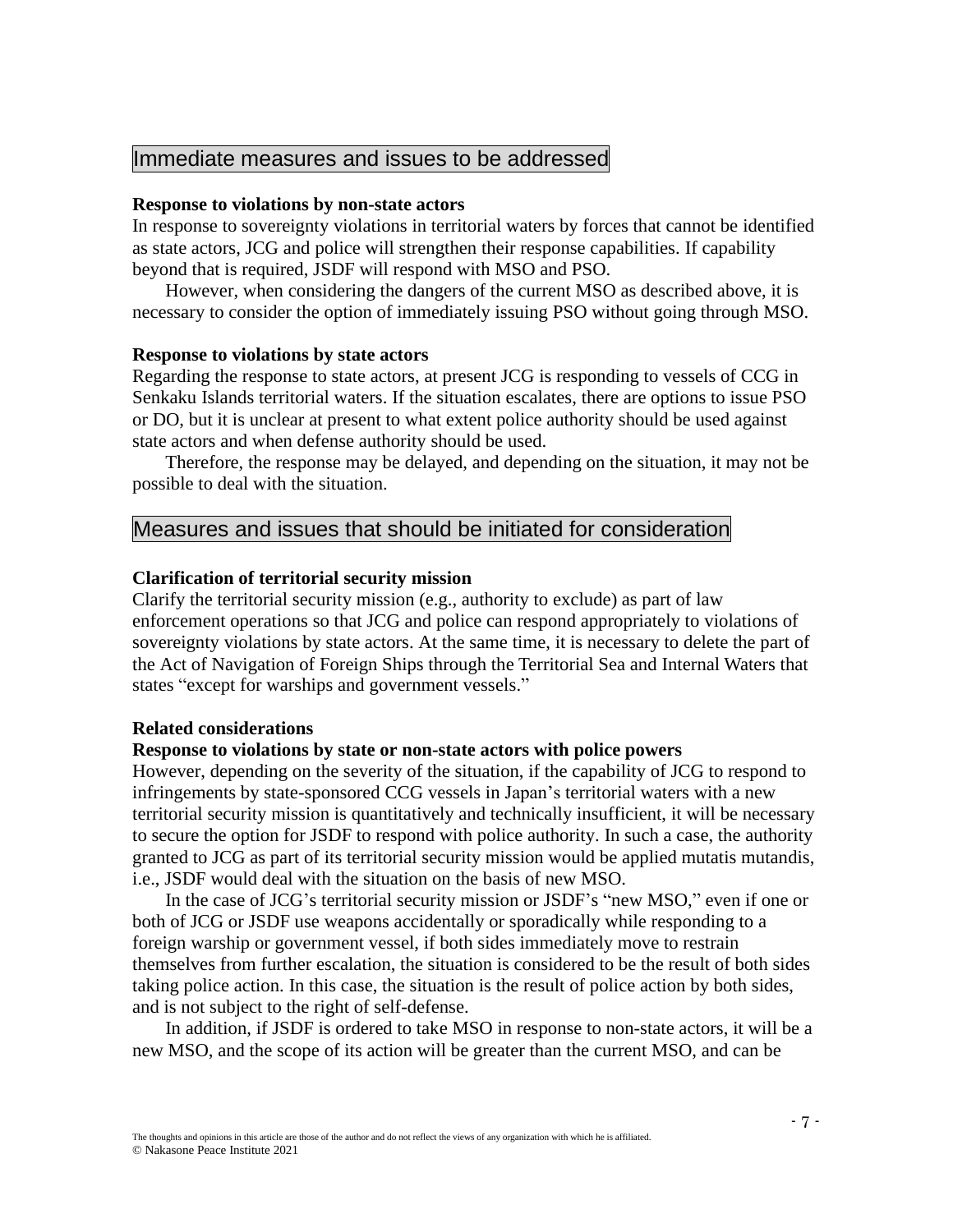## Immediate measures and issues to be addressed

**Response to violations by non-state actors**

In response to sovereignty violations in territorial waters by forces that cannot be identified as state actors, JCG and police will strengthen their response capabilities. If capability beyond that is required, JSDF will respond with MSO and PSO.

However, when considering the dangers of the current MSO as described above, it is necessary to consider the option of immediately issuing PSO without going through MSO.

**Response to violations by state actors**

Regarding the response to state actors, at present JCG is responding to vessels of CCG in Senkaku Islands territorial waters. If the situation escalates, there are options to issue PSO or DO, but it is unclear at present to what extent police authority should be used against state actors and when defense authority should be used.

Therefore, the response may be delayed, and depending on the situation, it may not be possible to deal with the situation.

## Measures and issues that should be initiated for consideration

**Clarification of territorial security mission**

Clarify the territorial security mission (e.g., authority to exclude) as part of law enforcement operations so that JCG and police can respond appropriately to violations of sovereignty violations by state actors. At the same time, it is necessary to delete the part of the Act of Navigation of Foreign Ships through the Territorial Sea and Internal Waters that states "except for warships and government vessels."

**Related considerations**

**Response to violations by state or non-state actors with police powers**

However, depending on the severity of the situation, if the capability of JCG to respond to infringements by state-sponsored CCG vessels in Japan's territorial waters with a new territorial security mission is quantitatively and technically insufficient, it will be necessary to secure the option for JSDF to respond with police authority. In such a case, the authority granted to JCG as part of its territorial security mission would be applied mutatis mutandis, i.e., JSDF would deal with the situation on the basis of new MSO.

In the case of JCG's territorial security mission or JSDF's "new MSO," even if one or both of JCG or JSDF use weapons accidentally or sporadically while responding to a foreign warship or government vessel, if both sides immediately move to restrain themselves from further escalation, the situation is considered to be the result of both sides taking police action. In this case, the situation is the result of police action by both sides, and is not subject to the right of self-defense.

In addition, if JSDF is ordered to take MSO in response to non-state actors, it will be a new MSO, and the scope of its action will be greater than the current MSO, and can be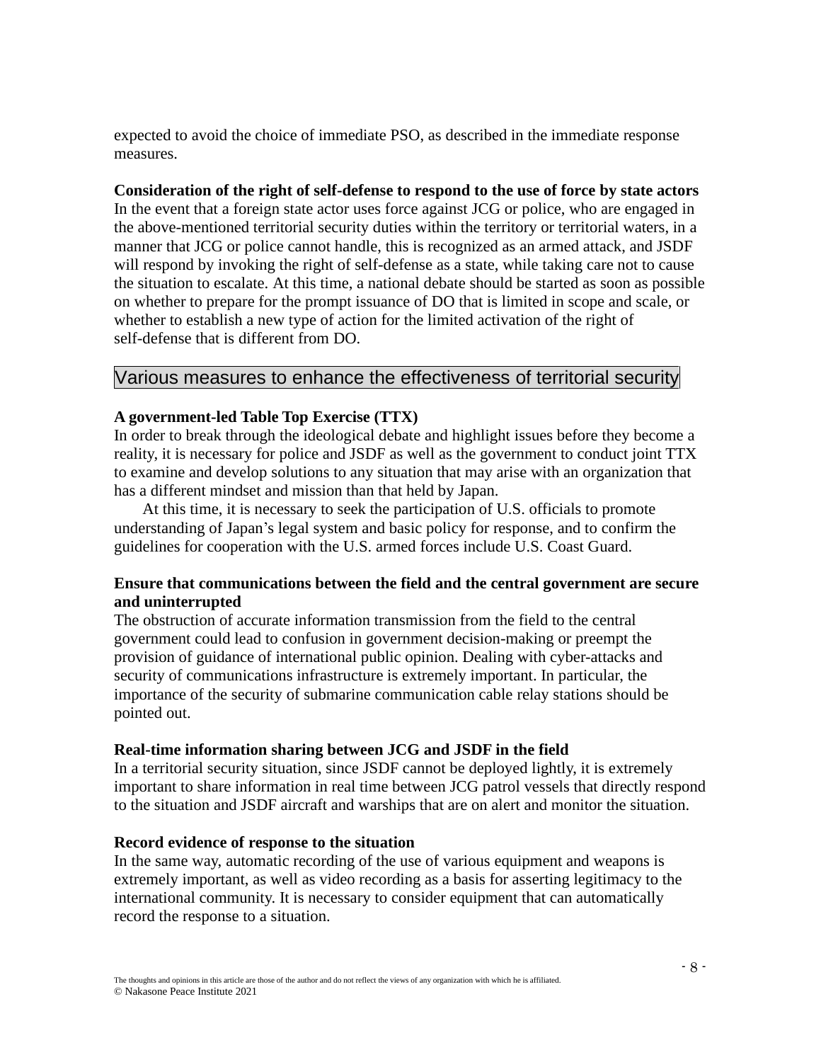expected to avoid the choice of immediate PSO, as described in the immediate response measures.

**Consideration of the right of self-defense to respond to the use of force by state actors**

In the event that a foreign state actor uses force against JCG or police, who are engaged in the above-mentioned territorial security duties within the territory or territorial waters, in a manner that JCG or police cannot handle, this is recognized as an armed attack, and JSDF will respond by invoking the right of self-defense as a state, while taking care not to cause the situation to escalate. At this time, a national debate should be started as soon as possible on whether to prepare for the prompt issuance of DO that is limited in scope and scale, or whether to establish a new type of action for the limited activation of the right of self-defense that is different from DO.

## Various measures to enhance the effectiveness of territorial security

**A government-led Table Top Exercise (TTX)**

In order to break through the ideological debate and highlight issues before they become a reality, it is necessary for police and JSDF as well as the government to conduct joint TTX to examine and develop solutions to any situation that may arise with an organization that has a different mindset and mission than that held by Japan.

At this time, it is necessary to seek the participation of U.S. officials to promote understanding of Japan's legal system and basic policy for response, and to confirm the guidelines for cooperation with the U.S. armed forces include U.S. Coast Guard.

**Ensure that communications between the field and the central government are secure and uninterrupted**

The obstruction of accurate information transmission from the field to the central government could lead to confusion in government decision-making or preempt the provision of guidance of international public opinion. Dealing with cyber-attacks and security of communications infrastructure is extremely important. In particular, the importance of the security of submarine communication cable relay stations should be pointed out.

**Real-time information sharing between JCG and JSDF in the field**

In a territorial security situation, since JSDF cannot be deployed lightly, it is extremely important to share information in real time between JCG patrol vessels that directly respond to the situation and JSDF aircraft and warships that are on alert and monitor the situation.

**Record evidence of response to the situation**

In the same way, automatic recording of the use of various equipment and weapons is extremely important, as well as video recording as a basis for asserting legitimacy to the international community. It is necessary to consider equipment that can automatically record the response to a situation.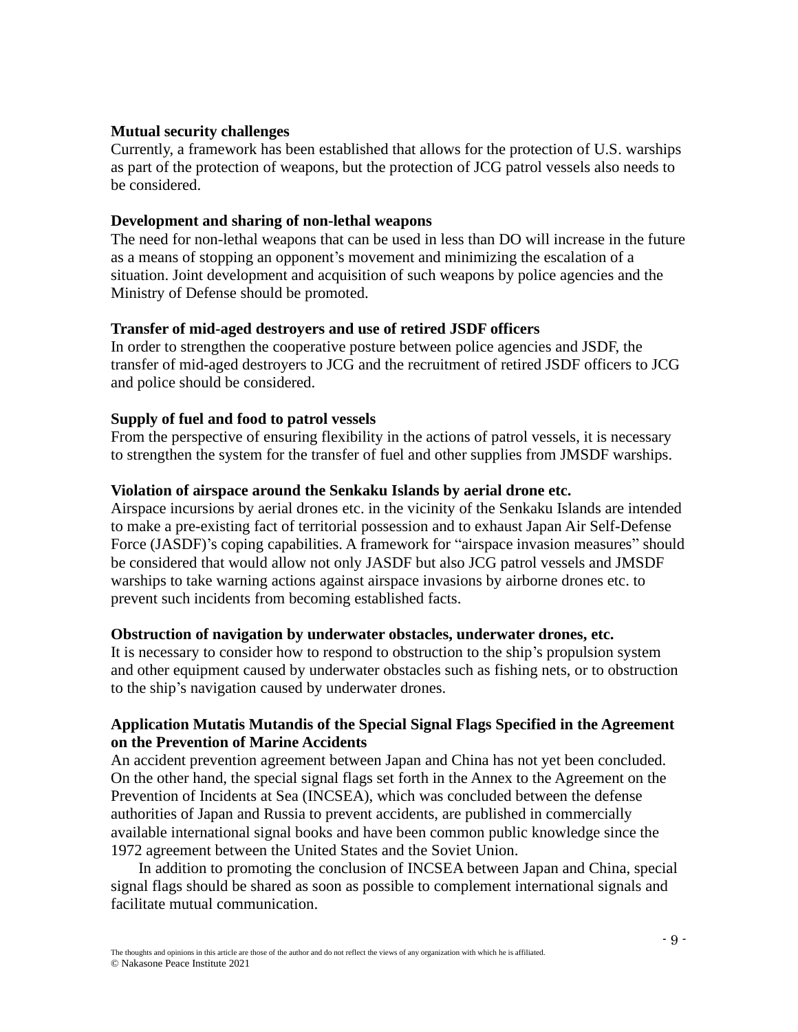**Mutual security challenges**

Currently, a framework has been established that allows for the protection of U.S. warships as part of the protection of weapons, but the protection of JCG patrol vessels also needs to be considered.

**Development and sharing of non-lethal weapons**

The need for non-lethal weapons that can be used in less than DO will increase in the future as a means of stopping an opponent's movement and minimizing the escalation of a situation. Joint development and acquisition of such weapons by police agencies and the Ministry of Defense should be promoted.

**Transfer of mid-aged destroyers and use of retired JSDF officers**

In order to strengthen the cooperative posture between police agencies and JSDF, the transfer of mid-aged destroyers to JCG and the recruitment of retired JSDF officers to JCG and police should be considered.

**Supply of fuel and food to patrol vessels**

From the perspective of ensuring flexibility in the actions of patrol vessels, it is necessary to strengthen the system for the transfer of fuel and other supplies from JMSDF warships.

**Violation of airspace around the Senkaku Islands by aerial drone etc.**

Airspace incursions by aerial drones etc. in the vicinity of the Senkaku Islands are intended to make a pre-existing fact of territorial possession and to exhaust Japan Air Self-Defense Force (JASDF)'s coping capabilities. A framework for "airspace invasion measures" should be considered that would allow not only JASDF but also JCG patrol vessels and JMSDF warships to take warning actions against airspace invasions by airborne drones etc. to prevent such incidents from becoming established facts.

**Obstruction of navigation by underwater obstacles, underwater drones, etc.**

It is necessary to consider how to respond to obstruction to the ship's propulsion system and other equipment caused by underwater obstacles such as fishing nets, or to obstruction to the ship's navigation caused by underwater drones.

**Application Mutatis Mutandis of the Special Signal Flags Specified in the Agreement on the Prevention of Marine Accidents**

An accident prevention agreement between Japan and China has not yet been concluded. On the other hand, the special signal flags set forth in the Annex to the Agreement on the Prevention of Incidents at Sea (INCSEA), which was concluded between the defense authorities of Japan and Russia to prevent accidents, are published in commercially available international signal books and have been common public knowledge since the 1972 agreement between the United States and the Soviet Union.

In addition to promoting the conclusion of INCSEA between Japan and China, special signal flags should be shared as soon as possible to complement international signals and facilitate mutual communication.

The thoughts and opinions in this article are those of the author and do not reflect the views of any organization with which he is affiliated.
© Nakasone Peace Institute 2021